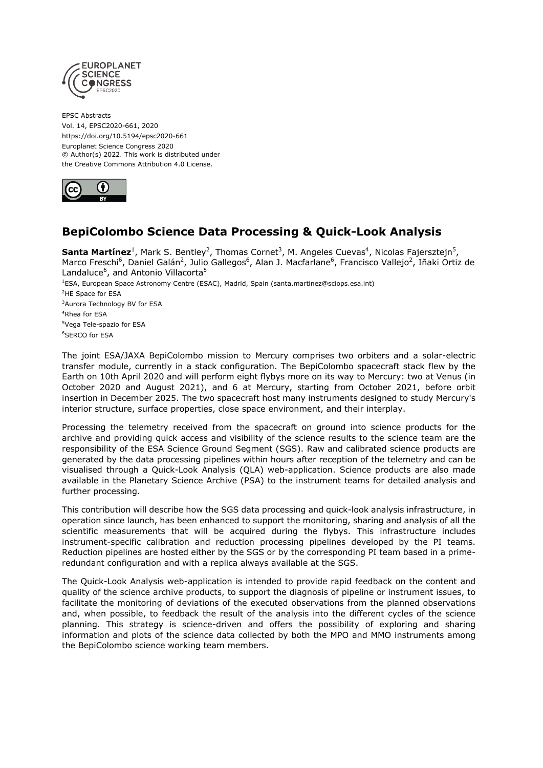EPSC Abstracts
Vol. 14, EPSC2020-661, 2020
https://doi.org/10.5194/epsc2020-661
Europlanet Science Congress 2020
© Author(s) 2022. This work is distributed under
the Creative Commons Attribution 4.0 License.

# BepiColombo Science Data Processing & Quick-Look Analysis

**Santa Martínez**[1], Mark S. Bentley[2], Thomas Cornet[3], M. Angeles Cuevas[4], Nicolas Fajersztejn[5], Marco Freschi[6], Daniel Galán[2], Julio Gallegos[6], Alan J. Macfarlane[6], Francisco Vallejo[2], Iñaki Ortiz de Landaluce[6], and Antonio Villacorta[5]

[1]ESA, European Space Astronomy Centre (ESAC), Madrid, Spain (santa.martinez@sciops.esa.int)
[2]HE Space for ESA
[3]Aurora Technology BV for ESA
[4]Rhea for ESA
[5]Vega Tele-spazio for ESA
[6]SERCO for ESA

The joint ESA/JAXA BepiColombo mission to Mercury comprises two orbiters and a solar-electric transfer module, currently in a stack configuration. The BepiColombo spacecraft stack flew by the Earth on 10th April 2020 and will perform eight flybys more on its way to Mercury: two at Venus (in October 2020 and August 2021), and 6 at Mercury, starting from October 2021, before orbit insertion in December 2025. The two spacecraft host many instruments designed to study Mercury's interior structure, surface properties, close space environment, and their interplay.

Processing the telemetry received from the spacecraft on ground into science products for the archive and providing quick access and visibility of the science results to the science team are the responsibility of the ESA Science Ground Segment (SGS). Raw and calibrated science products are generated by the data processing pipelines within hours after reception of the telemetry and can be visualised through a Quick-Look Analysis (QLA) web-application. Science products are also made available in the Planetary Science Archive (PSA) to the instrument teams for detailed analysis and further processing.

This contribution will describe how the SGS data processing and quick-look analysis infrastructure, in operation since launch, has been enhanced to support the monitoring, sharing and analysis of all the scientific measurements that will be acquired during the flybys. This infrastructure includes instrument-specific calibration and reduction processing pipelines developed by the PI teams. Reduction pipelines are hosted either by the SGS or by the corresponding PI team based in a prime-redundant configuration and with a replica always available at the SGS.

The Quick-Look Analysis web-application is intended to provide rapid feedback on the content and quality of the science archive products, to support the diagnosis of pipeline or instrument issues, to facilitate the monitoring of deviations of the executed observations from the planned observations and, when possible, to feedback the result of the analysis into the different cycles of the science planning. This strategy is science-driven and offers the possibility of exploring and sharing information and plots of the science data collected by both the MPO and MMO instruments among the BepiColombo science working team members.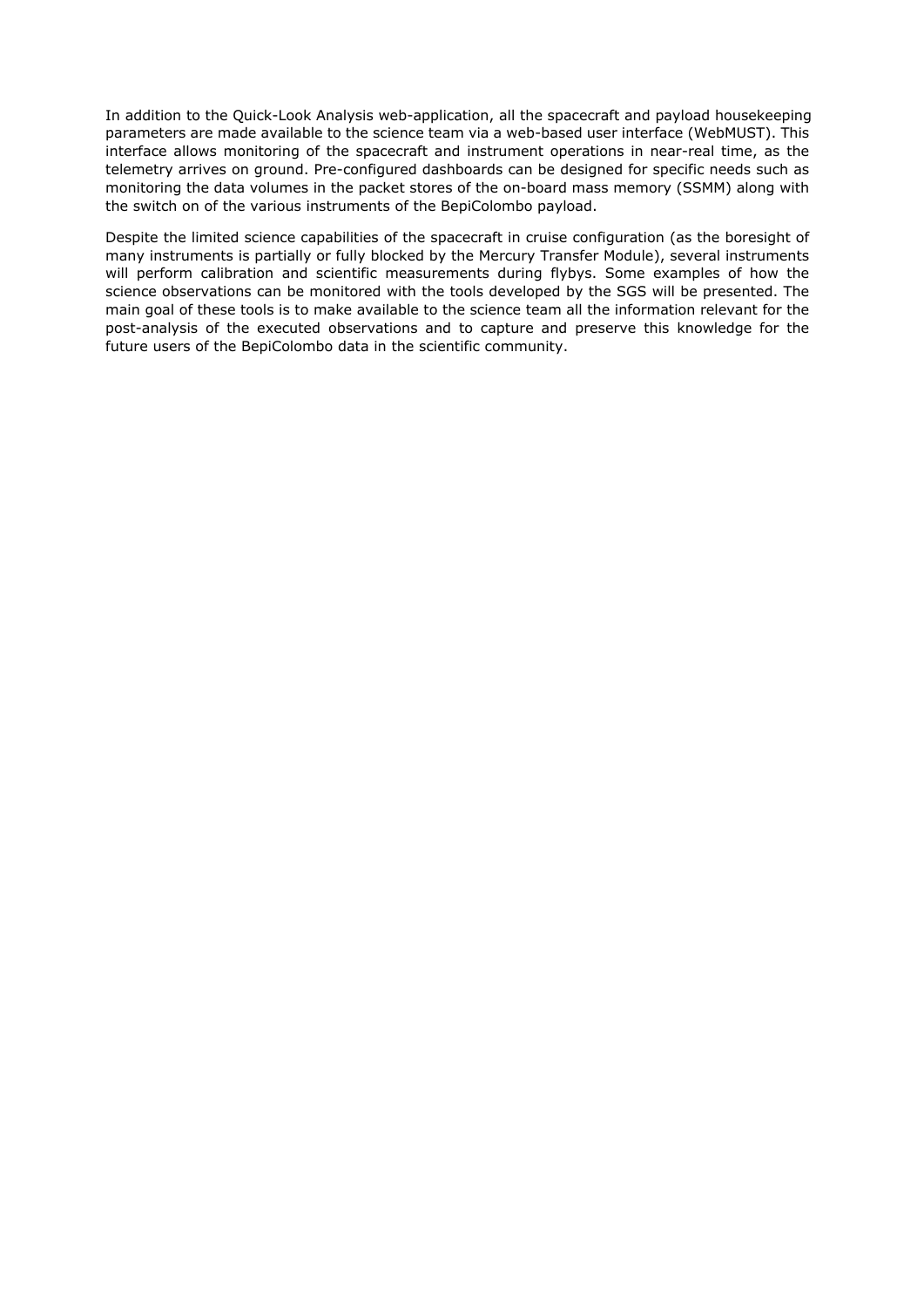In addition to the Quick-Look Analysis web-application, all the spacecraft and payload housekeeping parameters are made available to the science team via a web-based user interface (WebMUST). This interface allows monitoring of the spacecraft and instrument operations in near-real time, as the telemetry arrives on ground. Pre-configured dashboards can be designed for specific needs such as monitoring the data volumes in the packet stores of the on-board mass memory (SSMM) along with the switch on of the various instruments of the BepiColombo payload.

Despite the limited science capabilities of the spacecraft in cruise configuration (as the boresight of many instruments is partially or fully blocked by the Mercury Transfer Module), several instruments will perform calibration and scientific measurements during flybys. Some examples of how the science observations can be monitored with the tools developed by the SGS will be presented. The main goal of these tools is to make available to the science team all the information relevant for the post-analysis of the executed observations and to capture and preserve this knowledge for the future users of the BepiColombo data in the scientific community.